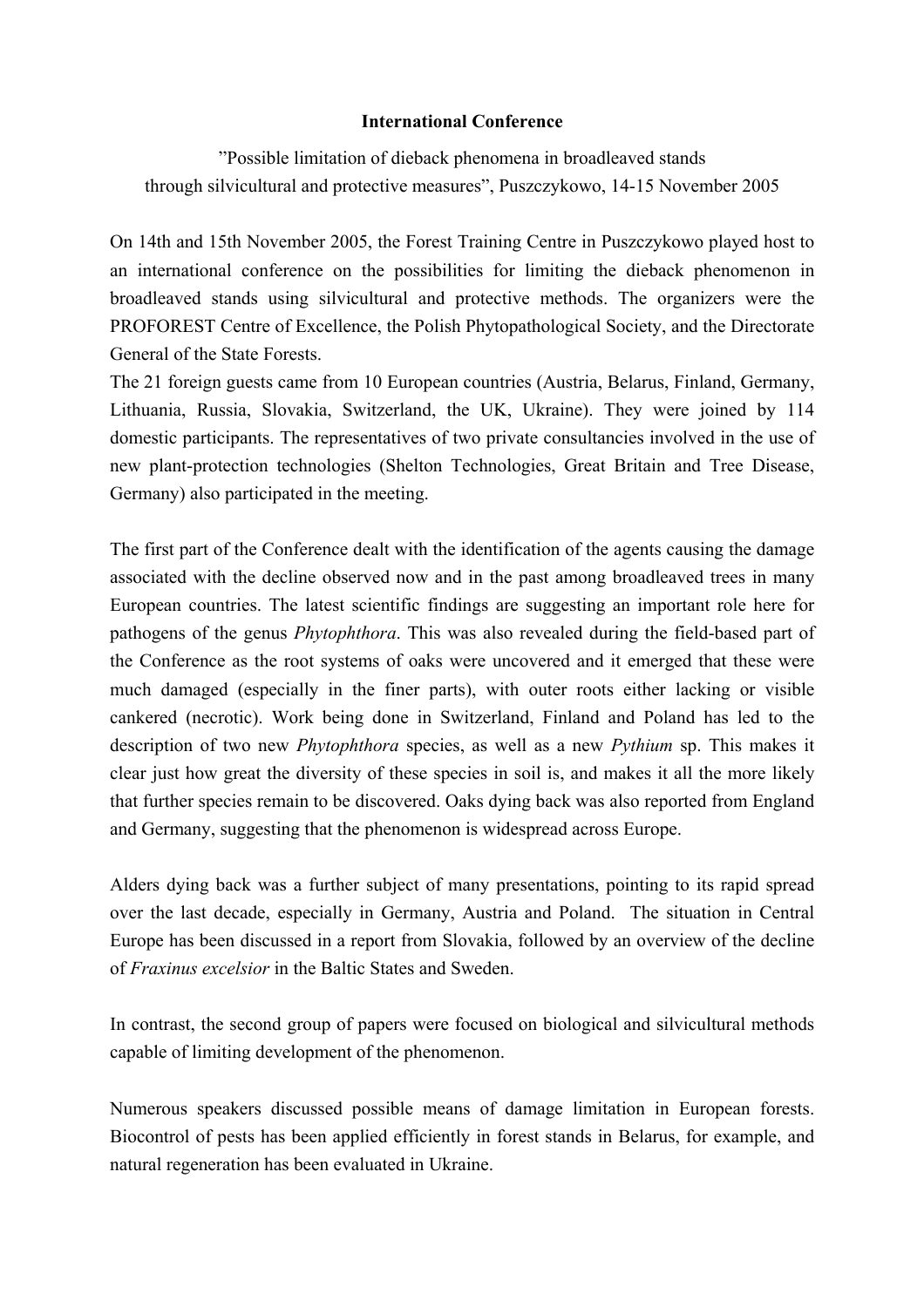**International Conference**

”Possible limitation of dieback phenomena in broadleaved stands through silvicultural and protective measures”, Puszczykowo, 14-15 November 2005

On 14th and 15th November 2005, the Forest Training Centre in Puszczykowo played host to an international conference on the possibilities for limiting the dieback phenomenon in broadleaved stands using silvicultural and protective methods. The organizers were the PROFOREST Centre of Excellence, the Polish Phytopathological Society, and the Directorate General of the State Forests.
The 21 foreign guests came from 10 European countries (Austria, Belarus, Finland, Germany, Lithuania, Russia, Slovakia, Switzerland, the UK, Ukraine). They were joined by 114 domestic participants. The representatives of two private consultancies involved in the use of new plant-protection technologies (Shelton Technologies, Great Britain and Tree Disease, Germany) also participated in the meeting.

The first part of the Conference dealt with the identification of the agents causing the damage associated with the decline observed now and in the past among broadleaved trees in many European countries. The latest scientific findings are suggesting an important role here for pathogens of the genus *Phytophthora*. This was also revealed during the field-based part of the Conference as the root systems of oaks were uncovered and it emerged that these were much damaged (especially in the finer parts), with outer roots either lacking or visible cankered (necrotic). Work being done in Switzerland, Finland and Poland has led to the description of two new *Phytophthora* species, as well as a new *Pythium* sp. This makes it clear just how great the diversity of these species in soil is, and makes it all the more likely that further species remain to be discovered. Oaks dying back was also reported from England and Germany, suggesting that the phenomenon is widespread across Europe.

Alders dying back was a further subject of many presentations, pointing to its rapid spread over the last decade, especially in Germany, Austria and Poland. The situation in Central Europe has been discussed in a report from Slovakia, followed by an overview of the decline of *Fraxinus excelsior* in the Baltic States and Sweden.

In contrast, the second group of papers were focused on biological and silvicultural methods capable of limiting development of the phenomenon.

Numerous speakers discussed possible means of damage limitation in European forests. Biocontrol of pests has been applied efficiently in forest stands in Belarus, for example, and natural regeneration has been evaluated in Ukraine.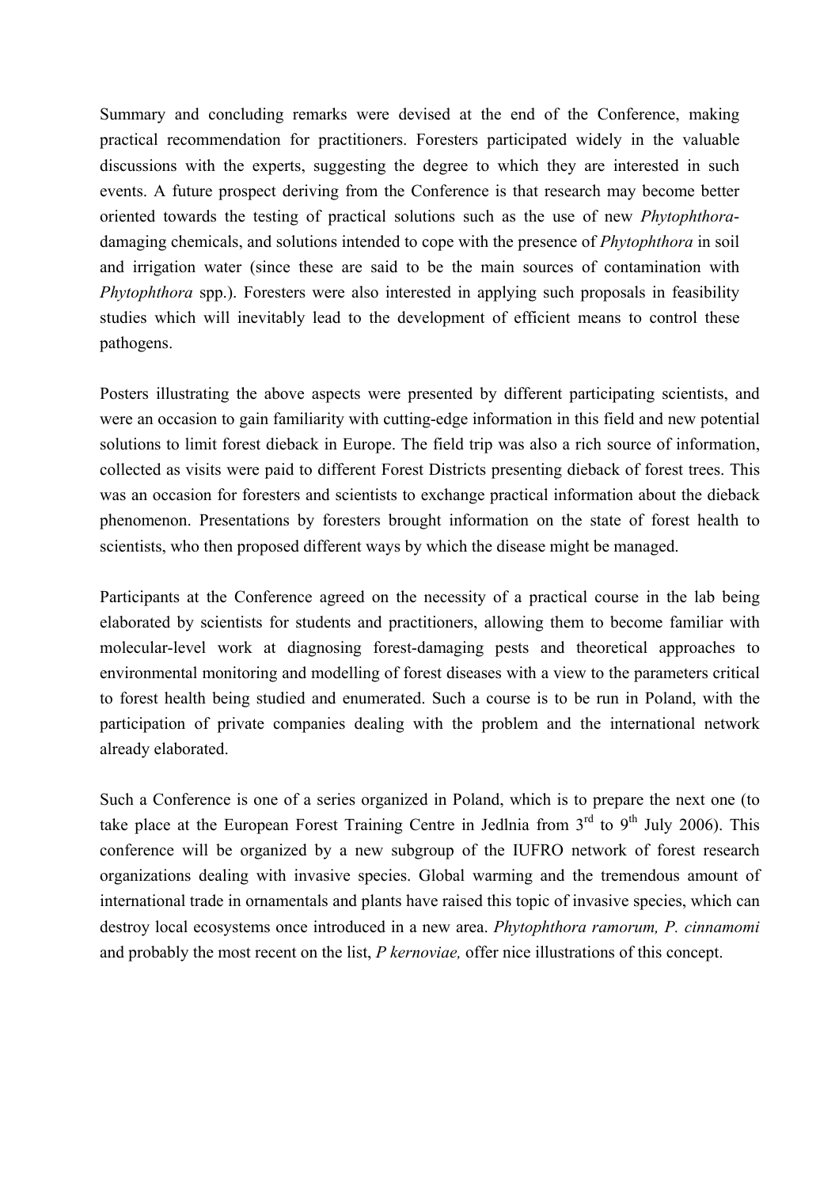Summary and concluding remarks were devised at the end of the Conference, making practical recommendation for practitioners. Foresters participated widely in the valuable discussions with the experts, suggesting the degree to which they are interested in such events. A future prospect deriving from the Conference is that research may become better oriented towards the testing of practical solutions such as the use of new *Phytophthora*-damaging chemicals, and solutions intended to cope with the presence of *Phytophthora* in soil and irrigation water (since these are said to be the main sources of contamination with *Phytophthora* spp.). Foresters were also interested in applying such proposals in feasibility studies which will inevitably lead to the development of efficient means to control these pathogens.

Posters illustrating the above aspects were presented by different participating scientists, and were an occasion to gain familiarity with cutting-edge information in this field and new potential solutions to limit forest dieback in Europe. The field trip was also a rich source of information, collected as visits were paid to different Forest Districts presenting dieback of forest trees. This was an occasion for foresters and scientists to exchange practical information about the dieback phenomenon. Presentations by foresters brought information on the state of forest health to scientists, who then proposed different ways by which the disease might be managed.

Participants at the Conference agreed on the necessity of a practical course in the lab being elaborated by scientists for students and practitioners, allowing them to become familiar with molecular-level work at diagnosing forest-damaging pests and theoretical approaches to environmental monitoring and modelling of forest diseases with a view to the parameters critical to forest health being studied and enumerated. Such a course is to be run in Poland, with the participation of private companies dealing with the problem and the international network already elaborated.

Such a Conference is one of a series organized in Poland, which is to prepare the next one (to take place at the European Forest Training Centre in Jedlnia from 3rd to 9th July 2006). This conference will be organized by a new subgroup of the IUFRO network of forest research organizations dealing with invasive species. Global warming and the tremendous amount of international trade in ornamentals and plants have raised this topic of invasive species, which can destroy local ecosystems once introduced in a new area. *Phytophthora ramorum, P. cinnamomi* and probably the most recent on the list, *P kernoviae,* offer nice illustrations of this concept.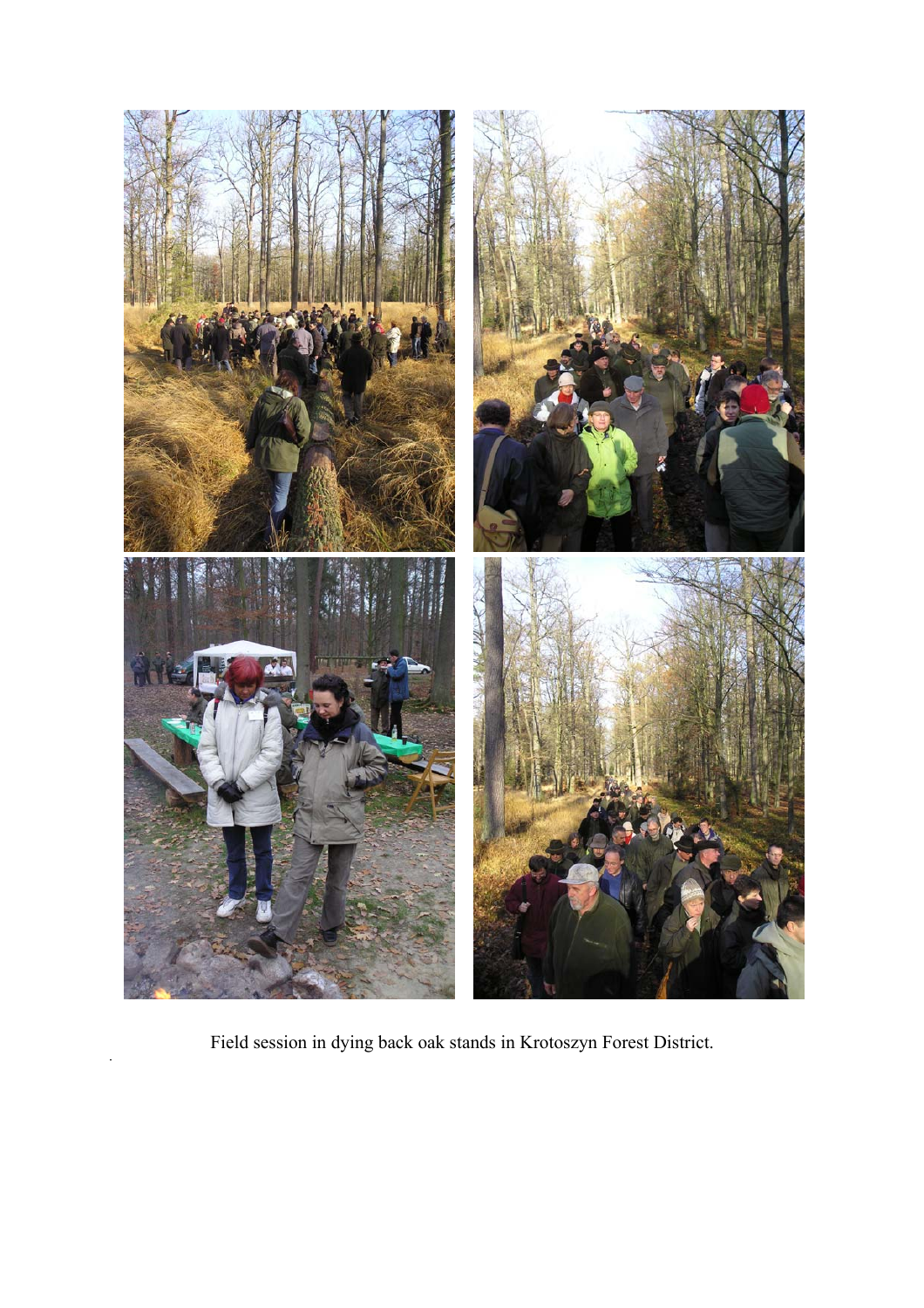Field session in dying back oak stands in Krotoszyn Forest District.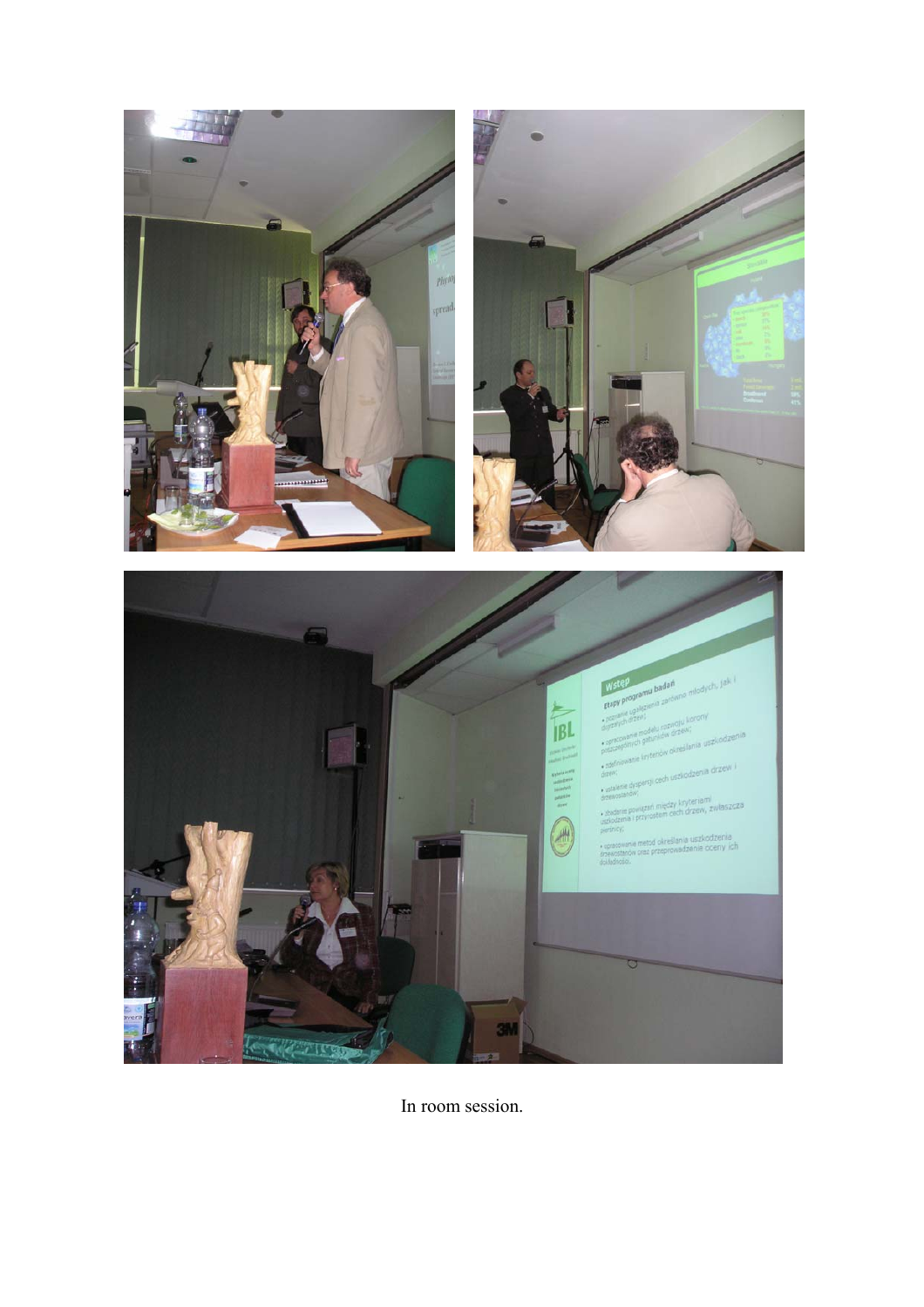In room session.